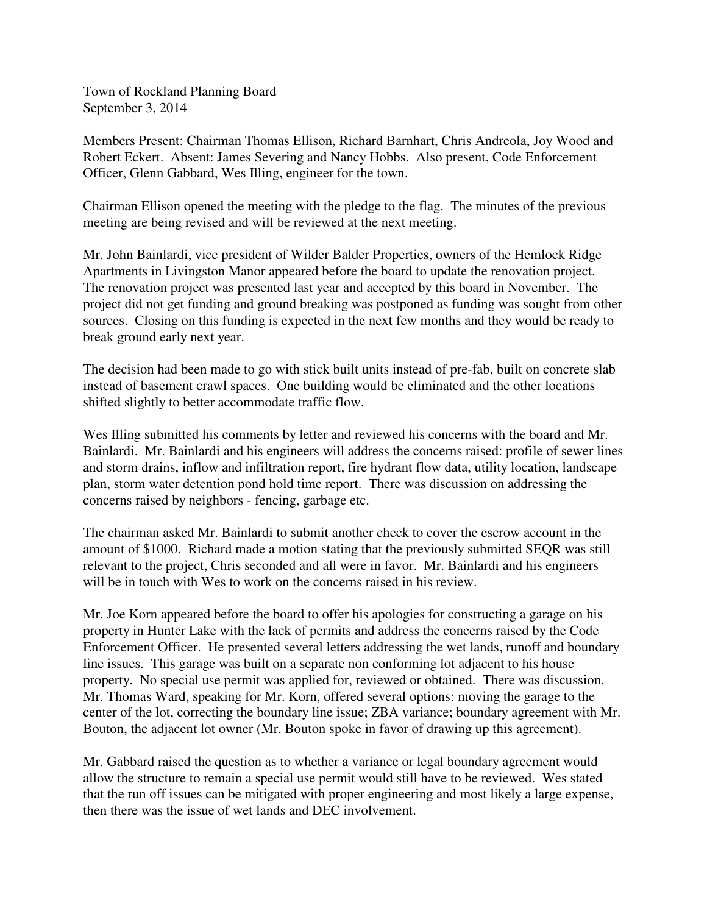Town of Rockland Planning Board
September 3, 2014

Members Present: Chairman Thomas Ellison, Richard Barnhart, Chris Andreola, Joy Wood and Robert Eckert. Absent: James Severing and Nancy Hobbs. Also present, Code Enforcement Officer, Glenn Gabbard, Wes Illing, engineer for the town.

Chairman Ellison opened the meeting with the pledge to the flag. The minutes of the previous meeting are being revised and will be reviewed at the next meeting.

Mr. John Bainlardi, vice president of Wilder Balder Properties, owners of the Hemlock Ridge Apartments in Livingston Manor appeared before the board to update the renovation project. The renovation project was presented last year and accepted by this board in November. The project did not get funding and ground breaking was postponed as funding was sought from other sources. Closing on this funding is expected in the next few months and they would be ready to break ground early next year.

The decision had been made to go with stick built units instead of pre-fab, built on concrete slab instead of basement crawl spaces. One building would be eliminated and the other locations shifted slightly to better accommodate traffic flow.

Wes Illing submitted his comments by letter and reviewed his concerns with the board and Mr. Bainlardi. Mr. Bainlardi and his engineers will address the concerns raised: profile of sewer lines and storm drains, inflow and infiltration report, fire hydrant flow data, utility location, landscape plan, storm water detention pond hold time report. There was discussion on addressing the concerns raised by neighbors - fencing, garbage etc.

The chairman asked Mr. Bainlardi to submit another check to cover the escrow account in the amount of $1000. Richard made a motion stating that the previously submitted SEQR was still relevant to the project, Chris seconded and all were in favor. Mr. Bainlardi and his engineers will be in touch with Wes to work on the concerns raised in his review.

Mr. Joe Korn appeared before the board to offer his apologies for constructing a garage on his property in Hunter Lake with the lack of permits and address the concerns raised by the Code Enforcement Officer. He presented several letters addressing the wet lands, runoff and boundary line issues. This garage was built on a separate non conforming lot adjacent to his house property. No special use permit was applied for, reviewed or obtained. There was discussion. Mr. Thomas Ward, speaking for Mr. Korn, offered several options: moving the garage to the center of the lot, correcting the boundary line issue; ZBA variance; boundary agreement with Mr. Bouton, the adjacent lot owner (Mr. Bouton spoke in favor of drawing up this agreement).

Mr. Gabbard raised the question as to whether a variance or legal boundary agreement would allow the structure to remain a special use permit would still have to be reviewed. Wes stated that the run off issues can be mitigated with proper engineering and most likely a large expense, then there was the issue of wet lands and DEC involvement.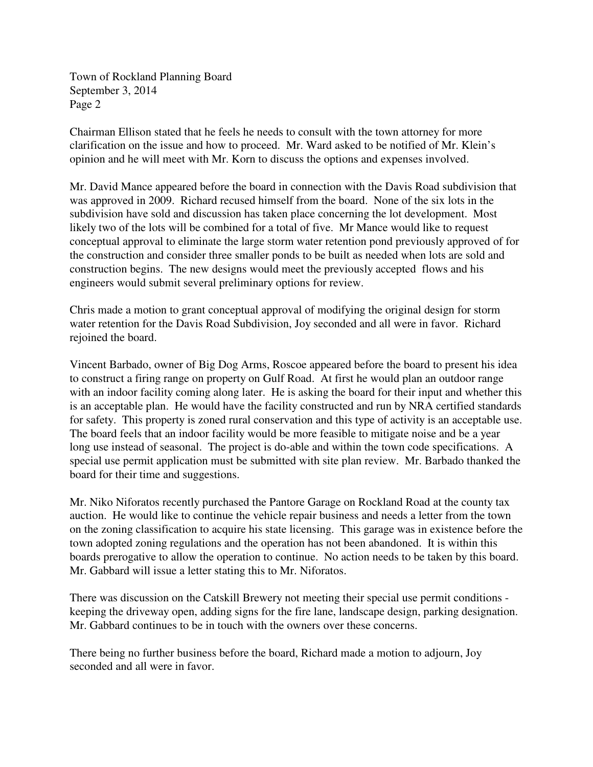Chairman Ellison stated that he feels he needs to consult with the town attorney for more clarification on the issue and how to proceed. Mr. Ward asked to be notified of Mr. Klein's opinion and he will meet with Mr. Korn to discuss the options and expenses involved.

Mr. David Mance appeared before the board in connection with the Davis Road subdivision that was approved in 2009. Richard recused himself from the board. None of the six lots in the subdivision have sold and discussion has taken place concerning the lot development. Most likely two of the lots will be combined for a total of five. Mr Mance would like to request conceptual approval to eliminate the large storm water retention pond previously approved of for the construction and consider three smaller ponds to be built as needed when lots are sold and construction begins. The new designs would meet the previously accepted flows and his engineers would submit several preliminary options for review.

Chris made a motion to grant conceptual approval of modifying the original design for storm water retention for the Davis Road Subdivision, Joy seconded and all were in favor. Richard rejoined the board.

Vincent Barbado, owner of Big Dog Arms, Roscoe appeared before the board to present his idea to construct a firing range on property on Gulf Road. At first he would plan an outdoor range with an indoor facility coming along later. He is asking the board for their input and whether this is an acceptable plan. He would have the facility constructed and run by NRA certified standards for safety. This property is zoned rural conservation and this type of activity is an acceptable use. The board feels that an indoor facility would be more feasible to mitigate noise and be a year long use instead of seasonal. The project is do-able and within the town code specifications. A special use permit application must be submitted with site plan review. Mr. Barbado thanked the board for their time and suggestions.

Mr. Niko Niforatos recently purchased the Pantore Garage on Rockland Road at the county tax auction. He would like to continue the vehicle repair business and needs a letter from the town on the zoning classification to acquire his state licensing. This garage was in existence before the town adopted zoning regulations and the operation has not been abandoned. It is within this boards prerogative to allow the operation to continue. No action needs to be taken by this board. Mr. Gabbard will issue a letter stating this to Mr. Niforatos.

There was discussion on the Catskill Brewery not meeting their special use permit conditions - keeping the driveway open, adding signs for the fire lane, landscape design, parking designation. Mr. Gabbard continues to be in touch with the owners over these concerns.

There being no further business before the board, Richard made a motion to adjourn, Joy seconded and all were in favor.